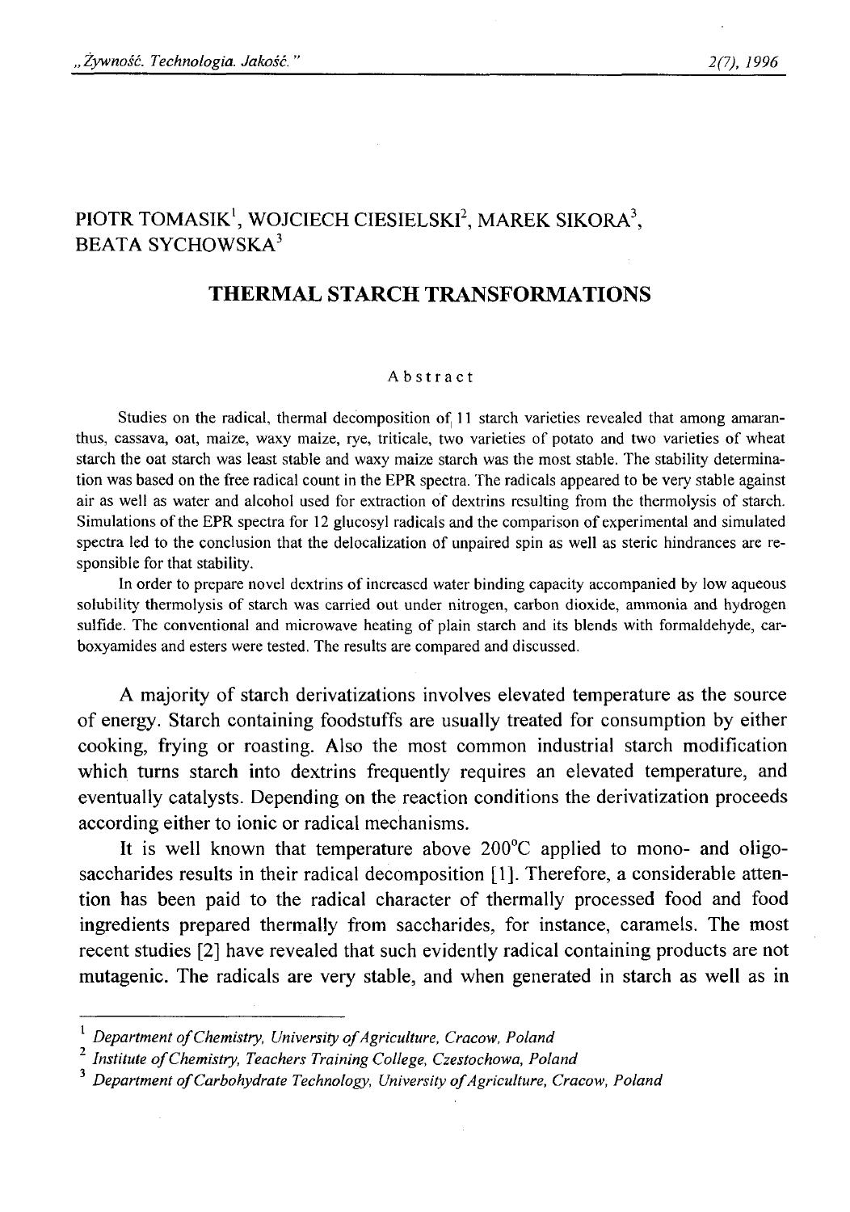PIOTR TOMASIK[1], WOJCIECH CIESIELSKI[2], MAREK SIKORA[3], BEATA SYCHOWSKA[3]

# THERMAL STARCH TRANSFORMATIONS

## Abstract

Studies on the radical, thermal decomposition of 11 starch varieties revealed that among amaranthus, cassava, oat, maize, waxy maize, rye, triticale, two varieties of potato and two varieties of wheat starch the oat starch was least stable and waxy maize starch was the most stable. The stability determination was based on the free radical count in the EPR spectra. The radicals appeared to be very stable against air as well as water and alcohol used for extraction of dextrins resulting from the thermolysis of starch. Simulations of the EPR spectra for 12 glucosyl radicals and the comparison of experimental and simulated spectra led to the conclusion that the delocalization of unpaired spin as well as steric hindrances are responsible for that stability.

In order to prepare novel dextrins of increased water binding capacity accompanied by low aqueous solubility thermolysis of starch was carried out under nitrogen, carbon dioxide, ammonia and hydrogen sulfide. The conventional and microwave heating of plain starch and its blends with formaldehyde, carboxyamides and esters were tested. The results are compared and discussed.

A majority of starch derivatizations involves elevated temperature as the source of energy. Starch containing foodstuffs are usually treated for consumption by either cooking, frying or roasting. Also the most common industrial starch modification which turns starch into dextrins frequently requires an elevated temperature, and eventually catalysts. Depending on the reaction conditions the derivatization proceeds according either to ionic or radical mechanisms.

It is well known that temperature above 200°C applied to mono- and oligosaccharides results in their radical decomposition [1]. Therefore, a considerable attention has been paid to the radical character of thermally processed food and food ingredients prepared thermally from saccharides, for instance, caramels. The most recent studies [2] have revealed that such evidently radical containing products are not mutagenic. The radicals are very stable, and when generated in starch as well as in

---

[1] *Department of Chemistry, University of Agriculture, Cracow, Poland*

[2] *Institute of Chemistry, Teachers Training College, Czestochowa, Poland*

[3] *Department of Carbohydrate Technology, University of Agriculture, Cracow, Poland*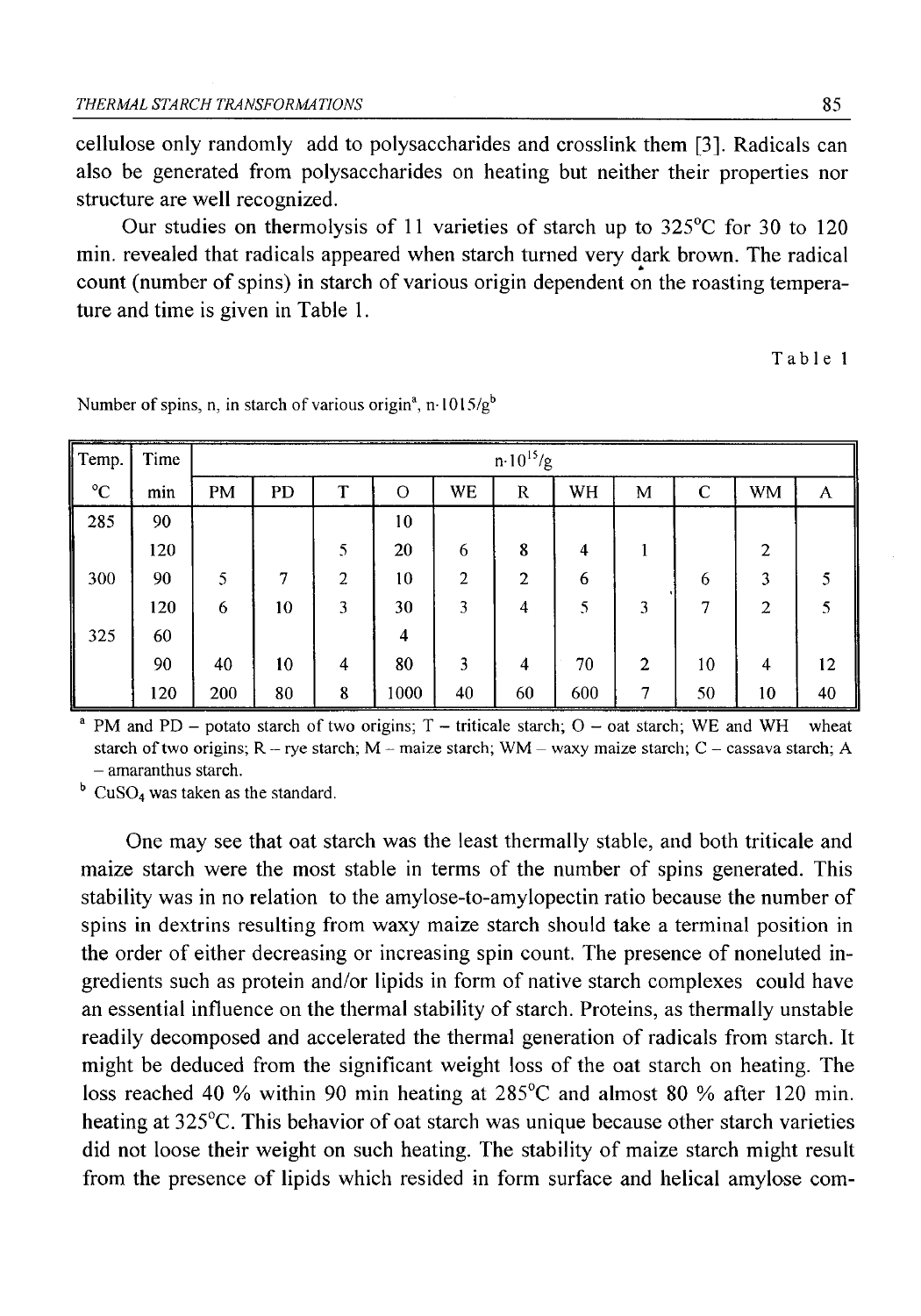cellulose only randomly add to polysaccharides and crosslink them [3]. Radicals can also be generated from polysaccharides on heating but neither their properties nor structure are well recognized.

Our studies on thermolysis of 11 varieties of starch up to 325°C for 30 to 120 min. revealed that radicals appeared when starch turned very dark brown. The radical count (number of spins) in starch of various origin dependent on the roasting temperature and time is given in Table 1.

Table 1

Number of spins, n, in starch of various origin[a], n·1015/g[b]

| Temp. °C | Time min | PM | PD | T | O | WE | R | WH | M | C | WM | A |
|---|---|---|---|---|---|---|---|---|---|---|---|---|
| 285 | 90 | | | | 10 | | | | | | | |
| | 120 | | | 5 | 20 | 6 | 8 | 4 | 1 | | 2 | |
| 300 | 90 | 5 | 7 | 2 | 10 | 2 | 2 | 6 | | 6 | 3 | 5 |
| | 120 | 6 | 10 | 3 | 30 | 3 | 4 | 5 | 3 | 7 | 2 | 5 |
| 325 | 60 | | | | 4 | | | | | | | |
| | 90 | 40 | 10 | 4 | 80 | 3 | 4 | 70 | 2 | 10 | 4 | 12 |
| | 120 | 200 | 80 | 8 | 1000 | 40 | 60 | 600 | 7 | 50 | 10 | 40 |

The column header over PM–A reads $n \cdot 10^{15}/g$.

[a] PM and PD – potato starch of two origins; T – triticale starch; O – oat starch; WE and WH wheat starch of two origins; R – rye starch; M – maize starch; WM – waxy maize starch; C – cassava starch; A – amaranthus starch.

[b] $CuSO_4$ was taken as the standard.

One may see that oat starch was the least thermally stable, and both triticale and maize starch were the most stable in terms of the number of spins generated. This stability was in no relation to the amylose-to-amylopectin ratio because the number of spins in dextrins resulting from waxy maize starch should take a terminal position in the order of either decreasing or increasing spin count. The presence of noneluted ingredients such as protein and/or lipids in form of native starch complexes could have an essential influence on the thermal stability of starch. Proteins, as thermally unstable readily decomposed and accelerated the thermal generation of radicals from starch. It might be deduced from the significant weight loss of the oat starch on heating. The loss reached 40 % within 90 min heating at 285°C and almost 80 % after 120 min. heating at 325°C. This behavior of oat starch was unique because other starch varieties did not loose their weight on such heating. The stability of maize starch might result from the presence of lipids which resided in form surface and helical amylose com-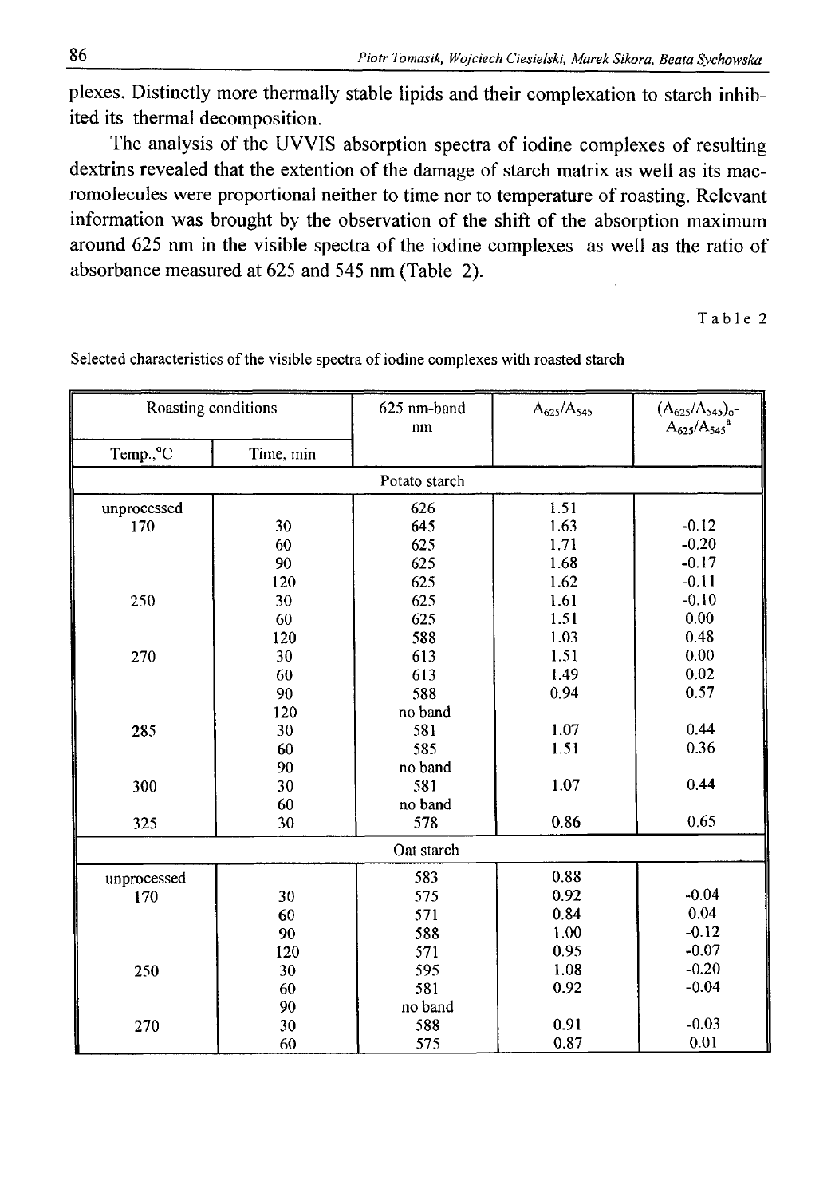plexes. Distinctly more thermally stable lipids and their complexation to starch inhibited its thermal decomposition.

The analysis of the UVVIS absorption spectra of iodine complexes of resulting dextrins revealed that the extention of the damage of starch matrix as well as its macromolecules were proportional neither to time nor to temperature of roasting. Relevant information was brought by the observation of the shift of the absorption maximum around 625 nm in the visible spectra of the iodine complexes as well as the ratio of absorbance measured at 625 and 545 nm (Table 2).

Table 2

Selected characteristics of the visible spectra of iodine complexes with roasted starch

| Roasting conditions | | 625 nm-band nm | $A_{625}/A_{545}$ | $(A_{625}/A_{545})_o$- $A_{625}/A_{545}$[a] |
|---|---|---|---|---|
| Temp.,°C | Time, min | | | |
| | | Potato starch | | |
| unprocessed | | 626 | 1.51 | |
| 170 | 30 | 645 | 1.63 | -0.12 |
| | 60 | 625 | 1.71 | -0.20 |
| | 90 | 625 | 1.68 | -0.17 |
| | 120 | 625 | 1.62 | -0.11 |
| 250 | 30 | 625 | 1.61 | -0.10 |
| | 60 | 625 | 1.51 | 0.00 |
| | 120 | 588 | 1.03 | 0.48 |
| 270 | 30 | 613 | 1.51 | 0.00 |
| | 60 | 613 | 1.49 | 0.02 |
| | 90 | 588 | 0.94 | 0.57 |
| | 120 | no band | | |
| 285 | 30 | 581 | 1.07 | 0.44 |
| | 60 | 585 | 1.51 | 0.36 |
| | 90 | no band | | |
| 300 | 30 | 581 | 1.07 | 0.44 |
| | 60 | no band | | |
| 325 | 30 | 578 | 0.86 | 0.65 |
| | | Oat starch | | |
| unprocessed | | 583 | 0.88 | |
| 170 | 30 | 575 | 0.92 | -0.04 |
| | 60 | 571 | 0.84 | 0.04 |
| | 90 | 588 | 1.00 | -0.12 |
| | 120 | 571 | 0.95 | -0.07 |
| 250 | 30 | 595 | 1.08 | -0.20 |
| | 60 | 581 | 0.92 | -0.04 |
| | 90 | no band | | |
| 270 | 30 | 588 | 0.91 | -0.03 |
| | 60 | 575 | 0.87 | 0.01 |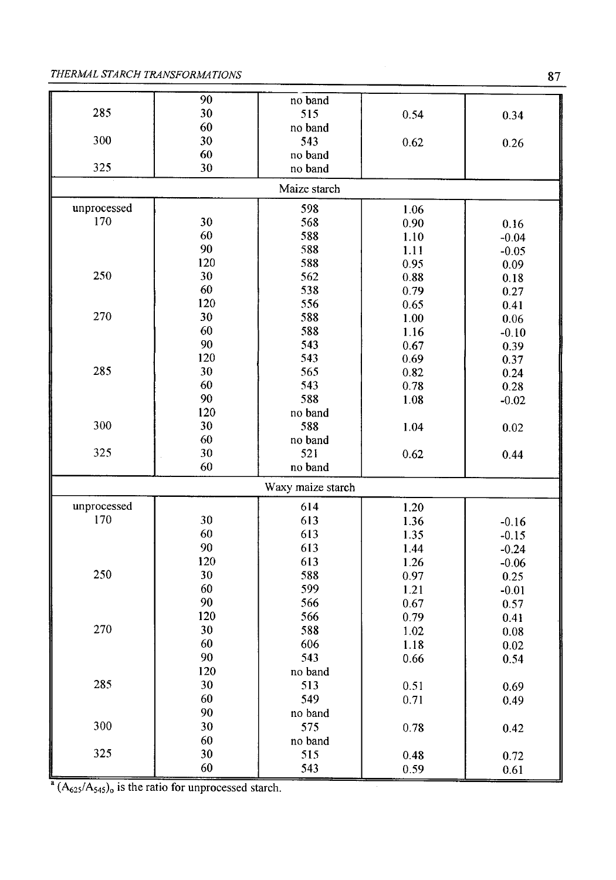| | 90 | no band | | |
|---|---|---|---|---|
| 285 | 30 | 515 | 0.54 | 0.34 |
| | 60 | no band | | |
| 300 | 30 | 543 | 0.62 | 0.26 |
| | 60 | no band | | |
| 325 | 30 | no band | | |
| | | Maize starch | | |
| unprocessed | | 598 | 1.06 | |
| 170 | 30 | 568 | 0.90 | 0.16 |
| | 60 | 588 | 1.10 | -0.04 |
| | 90 | 588 | 1.11 | -0.05 |
| | 120 | 588 | 0.95 | 0.09 |
| 250 | 30 | 562 | 0.88 | 0.18 |
| | 60 | 538 | 0.79 | 0.27 |
| | 120 | 556 | 0.65 | 0.41 |
| 270 | 30 | 588 | 1.00 | 0.06 |
| | 60 | 588 | 1.16 | -0.10 |
| | 90 | 543 | 0.67 | 0.39 |
| | 120 | 543 | 0.69 | 0.37 |
| 285 | 30 | 565 | 0.82 | 0.24 |
| | 60 | 543 | 0.78 | 0.28 |
| | 90 | 588 | 1.08 | -0.02 |
| | 120 | no band | | |
| 300 | 30 | 588 | 1.04 | 0.02 |
| | 60 | no band | | |
| 325 | 30 | 521 | 0.62 | 0.44 |
| | 60 | no band | | |
| | | Waxy maize starch | | |
| unprocessed | | 614 | 1.20 | |
| 170 | 30 | 613 | 1.36 | -0.16 |
| | 60 | 613 | 1.35 | -0.15 |
| | 90 | 613 | 1.44 | -0.24 |
| | 120 | 613 | 1.26 | -0.06 |
| 250 | 30 | 588 | 0.97 | 0.25 |
| | 60 | 599 | 1.21 | -0.01 |
| | 90 | 566 | 0.67 | 0.57 |
| | 120 | 566 | 0.79 | 0.41 |
| 270 | 30 | 588 | 1.02 | 0.08 |
| | 60 | 606 | 1.18 | 0.02 |
| | 90 | 543 | 0.66 | 0.54 |
| | 120 | no band | | |
| 285 | 30 | 513 | 0.51 | 0.69 |
| | 60 | 549 | 0.71 | 0.49 |
| | 90 | no band | | |
| 300 | 30 | 575 | 0.78 | 0.42 |
| | 60 | no band | | |
| 325 | 30 | 515 | 0.48 | 0.72 |
| | 60 | 543 | 0.59 | 0.61 |

[a] $(A_{625}/A_{545})_o$ is the ratio for unprocessed starch.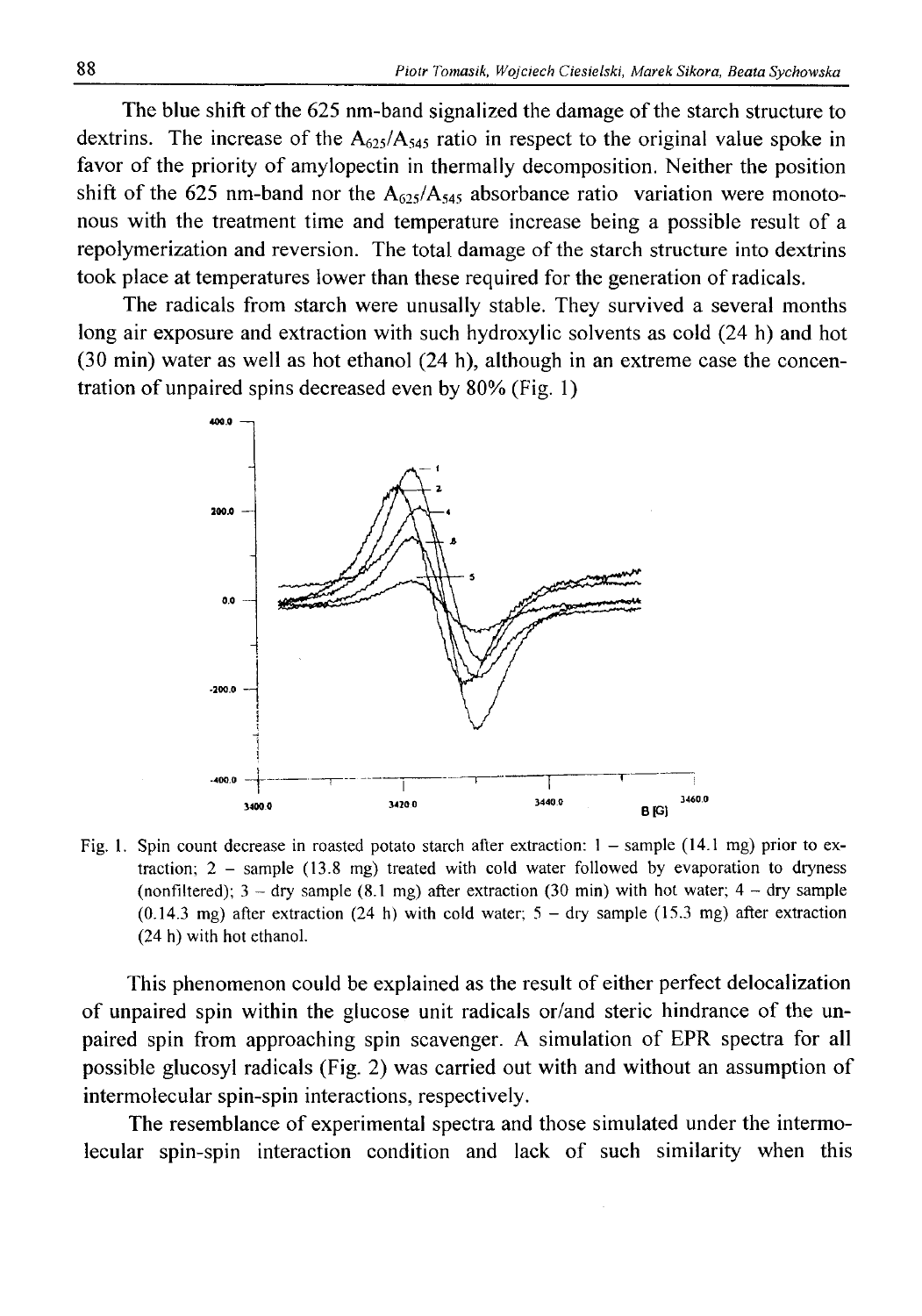The blue shift of the 625 nm-band signalized the damage of the starch structure to dextrins. The increase of the $A_{625}/A_{545}$ ratio in respect to the original value spoke in favor of the priority of amylopectin in thermally decomposition. Neither the position shift of the 625 nm-band nor the $A_{625}/A_{545}$ absorbance ratio variation were monotonous with the treatment time and temperature increase being a possible result of a repolymerization and reversion. The total damage of the starch structure into dextrins took place at temperatures lower than these required for the generation of radicals.

The radicals from starch were unusally stable. They survived a several months long air exposure and extraction with such hydroxylic solvents as cold (24 h) and hot (30 min) water as well as hot ethanol (24 h), although in an extreme case the concentration of unpaired spins decreased even by 80% (Fig. 1)

Fig. 1. Spin count decrease in roasted potato starch after extraction: 1 – sample (14.1 mg) prior to extraction; 2 – sample (13.8 mg) treated with cold water followed by evaporation to dryness (nonfiltered); 3 – dry sample (8.1 mg) after extraction (30 min) with hot water; 4 – dry sample (0.14.3 mg) after extraction (24 h) with cold water; 5 – dry sample (15.3 mg) after extraction (24 h) with hot ethanol.

This phenomenon could be explained as the result of either perfect delocalization of unpaired spin within the glucose unit radicals or/and steric hindrance of the unpaired spin from approaching spin scavenger. A simulation of EPR spectra for all possible glucosyl radicals (Fig. 2) was carried out with and without an assumption of intermolecular spin-spin interactions, respectively.

The resemblance of experimental spectra and those simulated under the intermolecular spin-spin interaction condition and lack of such similarity when this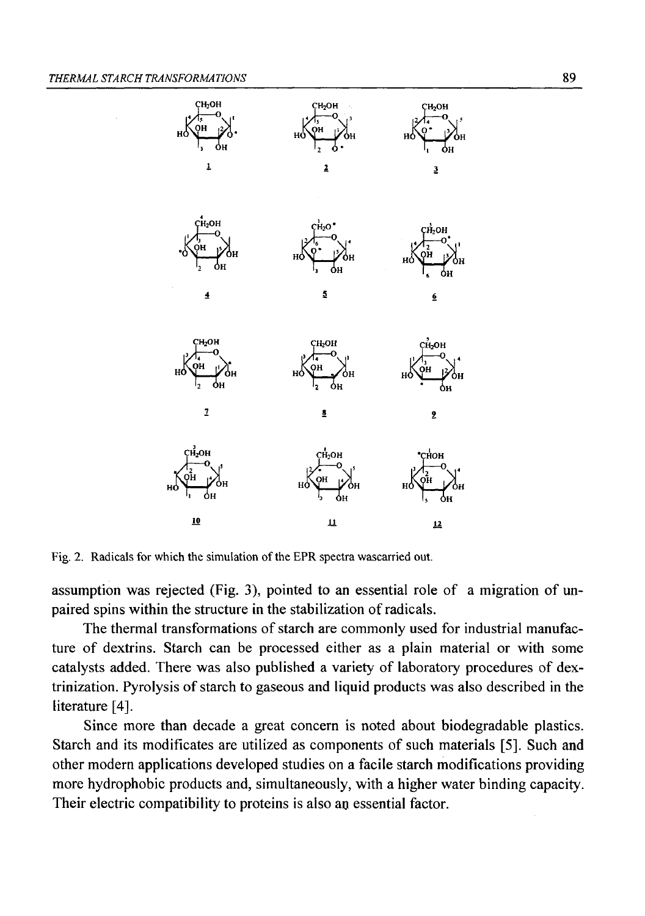Fig. 2. Radicals for which the simulation of the EPR spectra wascarried out.

assumption was rejected (Fig. 3), pointed to an essential role of a migration of unpaired spins within the structure in the stabilization of radicals.

The thermal transformations of starch are commonly used for industrial manufacture of dextrins. Starch can be processed either as a plain material or with some catalysts added. There was also published a variety of laboratory procedures of dextrinization. Pyrolysis of starch to gaseous and liquid products was also described in the literature [4].

Since more than decade a great concern is noted about biodegradable plastics. Starch and its modificates are utilized as components of such materials [5]. Such and other modern applications developed studies on a facile starch modifications providing more hydrophobic products and, simultaneously, with a higher water binding capacity. Their electric compatibility to proteins is also an essential factor.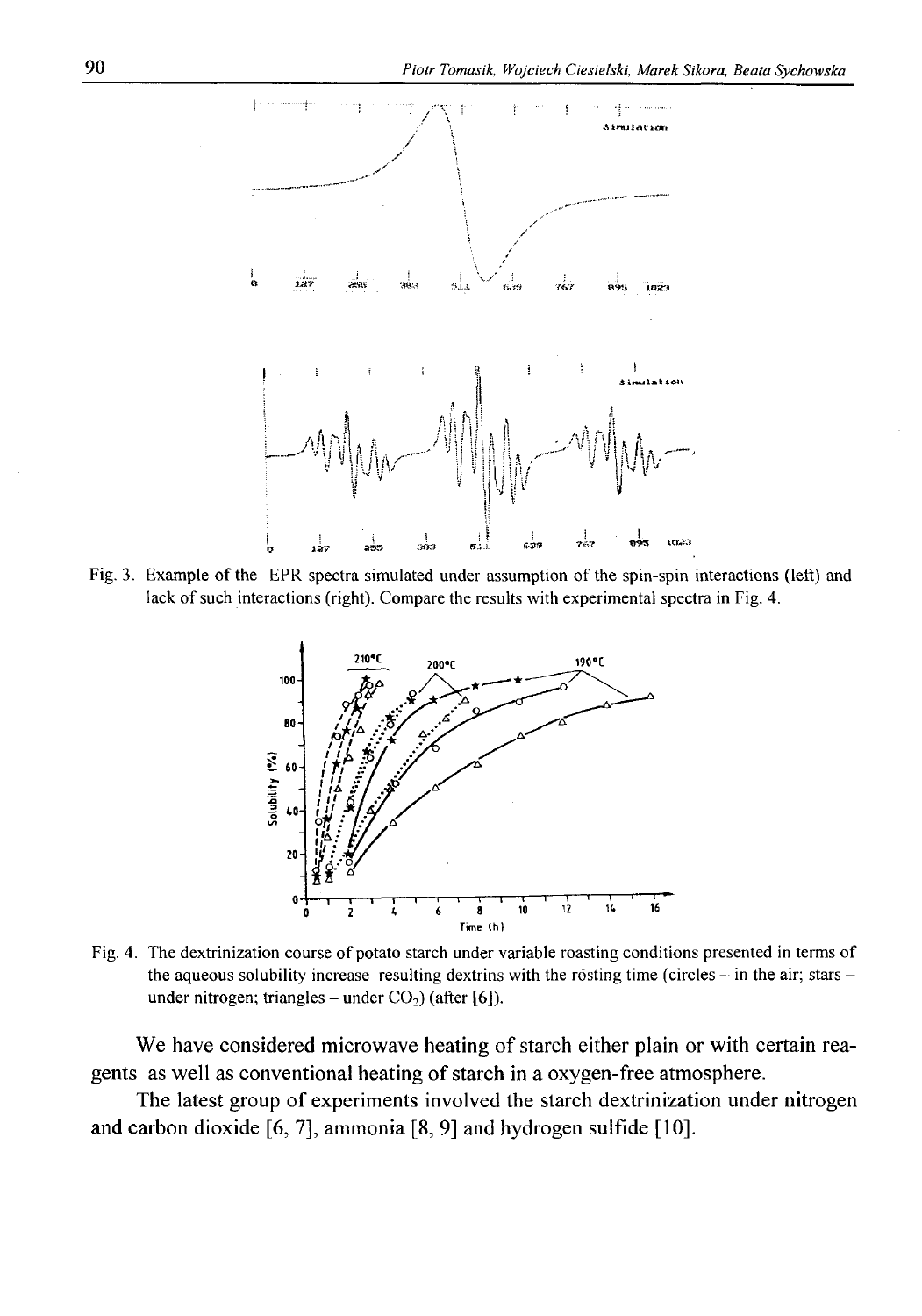Fig. 3. Example of the EPR spectra simulated under assumption of the spin-spin interactions (left) and lack of such interactions (right). Compare the results with experimental spectra in Fig. 4.

Fig. 4. The dextrinization course of potato starch under variable roasting conditions presented in terms of the aqueous solubility increase resulting dextrins with the rösting time (circles – in the air; stars – under nitrogen; triangles – under $CO_2$) (after [6]).

We have considered microwave heating of starch either plain or with certain reagents as well as conventional heating of starch in a oxygen-free atmosphere.

The latest group of experiments involved the starch dextrinization under nitrogen and carbon dioxide [6, 7], ammonia [8, 9] and hydrogen sulfide [10].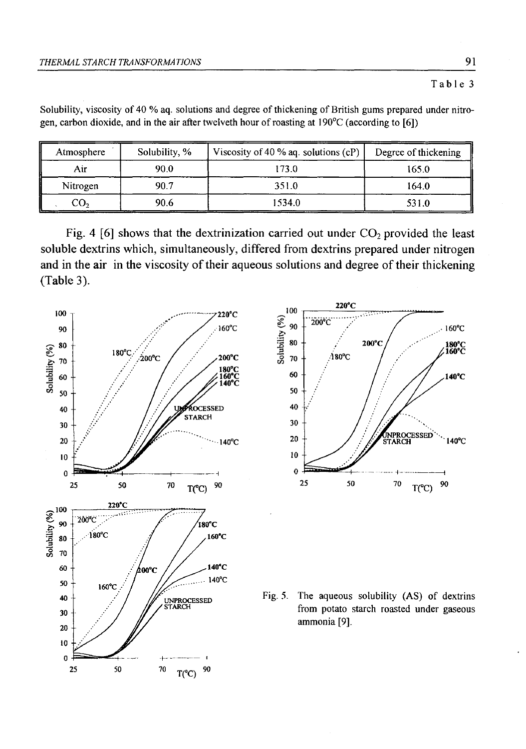Table 3

Solubility, viscosity of 40 % aq. solutions and degree of thickening of British gums prepared under nitrogen, carbon dioxide, and in the air after twelveth hour of roasting at 190°C (according to [6])

| Atmosphere | Solubility, % | Viscosity of 40 % aq. solutions (cP) | Degree of thickening |
|---|---|---|---|
| Air | 90.0 | 173.0 | 165.0 |
| Nitrogen | 90.7 | 351.0 | 164.0 |
| $CO_2$ | 90.6 | 1534.0 | 531.0 |

Fig. 4 [6] shows that the dextrinization carried out under $CO_2$ provided the least soluble dextrins which, simultaneously, differed from dextrins prepared under nitrogen and in the air in the viscosity of their aqueous solutions and degree of their thickening (Table 3).

Fig. 5. The aqueous solubility (AS) of dextrins from potato starch roasted under gaseous ammonia [9].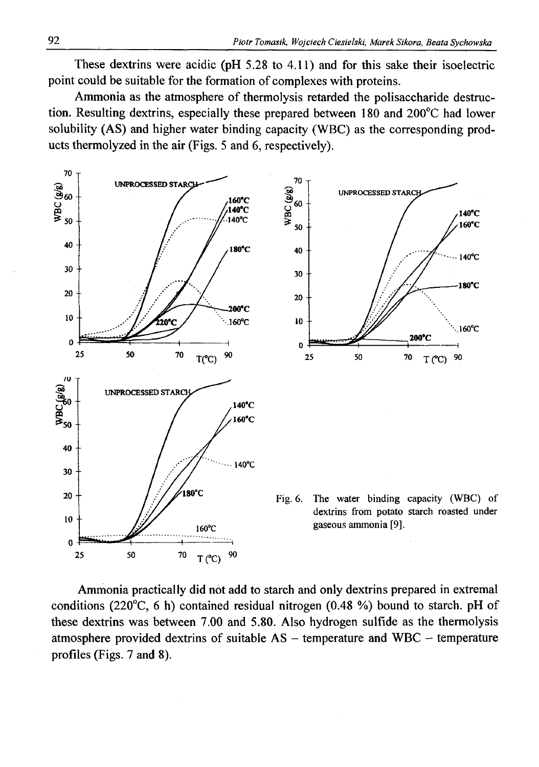These dextrins were acidic (pH 5.28 to 4.11) and for this sake their isoelectric point could be suitable for the formation of complexes with proteins.

Ammonia as the atmosphere of thermolysis retarded the polisaccharide destruction. Resulting dextrins, especially these prepared between 180 and 200°C had lower solubility (AS) and higher water binding capacity (WBC) as the corresponding products thermolyzed in the air (Figs. 5 and 6, respectively).

Fig. 6. The water binding capacity (WBC) of dextrins from potato starch roasted under gaseous ammonia [9].

Ammonia practically did not add to starch and only dextrins prepared in extremal conditions (220°C, 6 h) contained residual nitrogen (0.48 %) bound to starch. pH of these dextrins was between 7.00 and 5.80. Also hydrogen sulfide as the thermolysis atmosphere provided dextrins of suitable AS – temperature and WBC – temperature profiles (Figs. 7 and 8).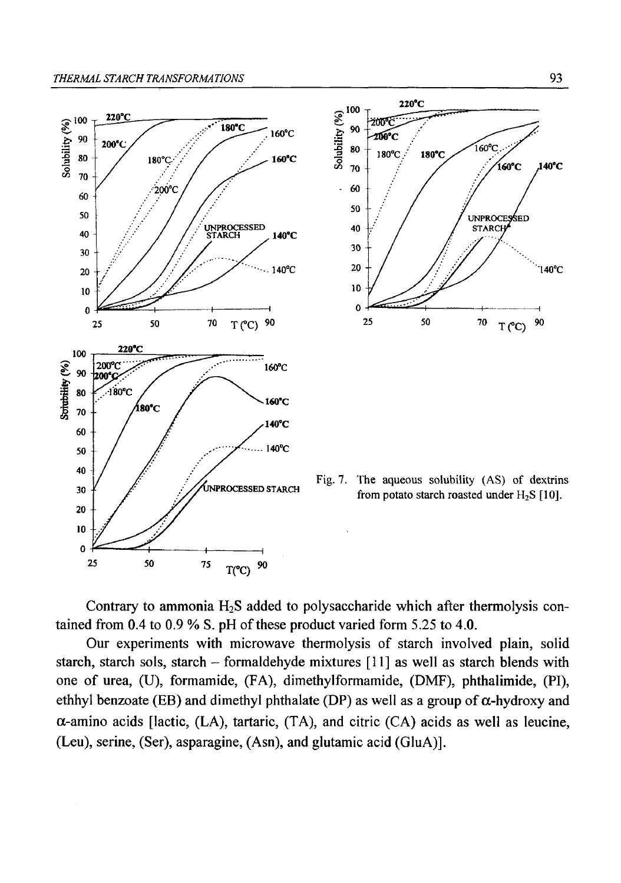Fig. 7. The aqueous solubility (AS) of dextrins from potato starch roasted under $H_2S$ [10].

Contrary to ammonia $H_2S$ added to polysaccharide which after thermolysis contained from 0.4 to 0.9 % S. pH of these product varied form 5.25 to 4.0.

Our experiments with microwave thermolysis of starch involved plain, solid starch, starch sols, starch – formaldehyde mixtures [11] as well as starch blends with one of urea, (U), formamide, (FA), dimethylformamide, (DMF), phthalimide, (PI), ethhyl benzoate (EB) and dimethyl phthalate (DP) as well as a group of α-hydroxy and α-amino acids [lactic, (LA), tartaric, (TA), and citric (CA) acids as well as leucine, (Leu), serine, (Ser), asparagine, (Asn), and glutamic acid (GluA)].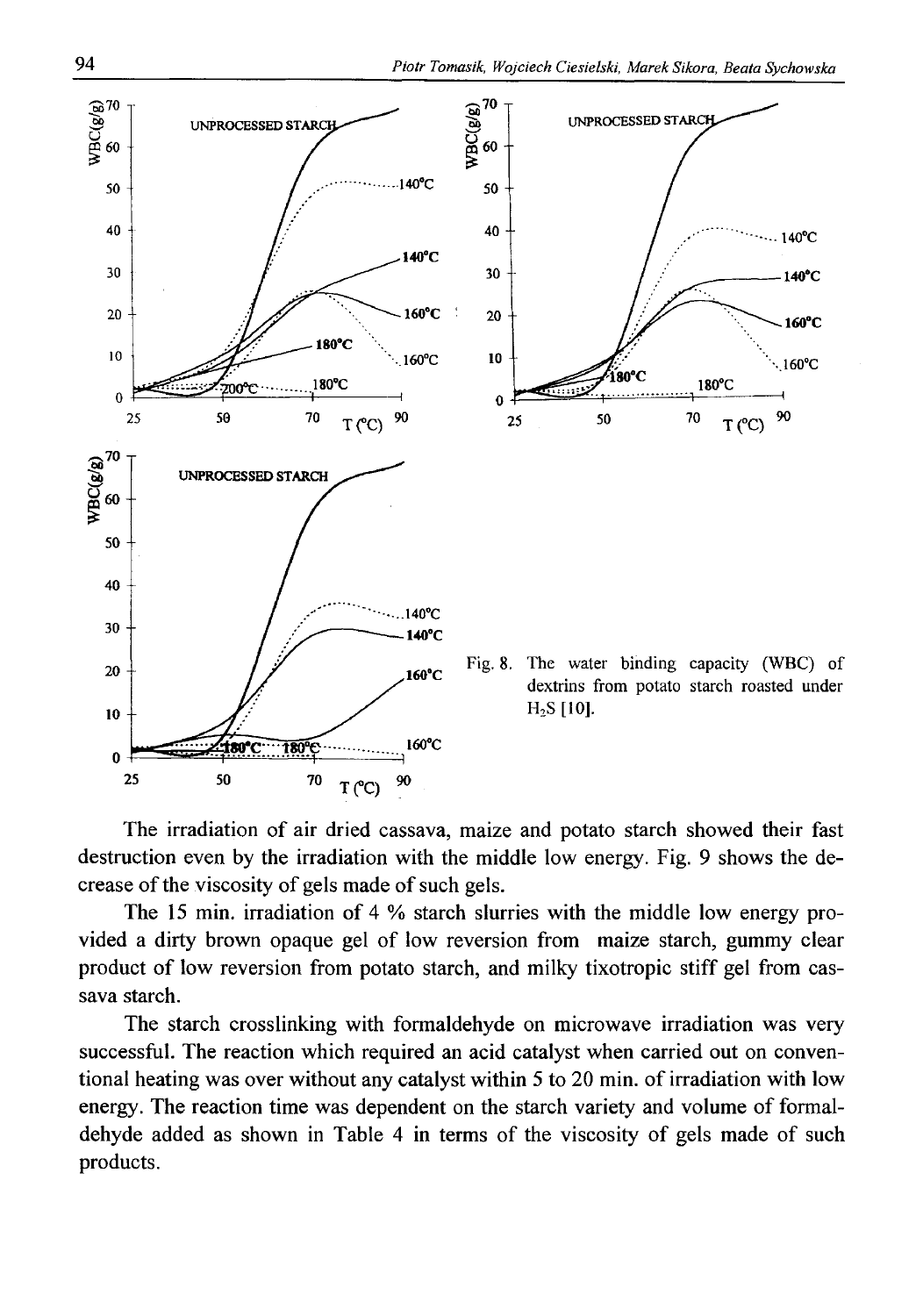Fig. 8. The water binding capacity (WBC) of dextrins from potato starch roasted under $H_2S$ [10].

The irradiation of air dried cassava, maize and potato starch showed their fast destruction even by the irradiation with the middle low energy. Fig. 9 shows the decrease of the viscosity of gels made of such gels.

The 15 min. irradiation of 4 % starch slurries with the middle low energy provided a dirty brown opaque gel of low reversion from maize starch, gummy clear product of low reversion from potato starch, and milky tixotropic stiff gel from cassava starch.

The starch crosslinking with formaldehyde on microwave irradiation was very successful. The reaction which required an acid catalyst when carried out on conventional heating was over without any catalyst within 5 to 20 min. of irradiation with low energy. The reaction time was dependent on the starch variety and volume of formaldehyde added as shown in Table 4 in terms of the viscosity of gels made of such products.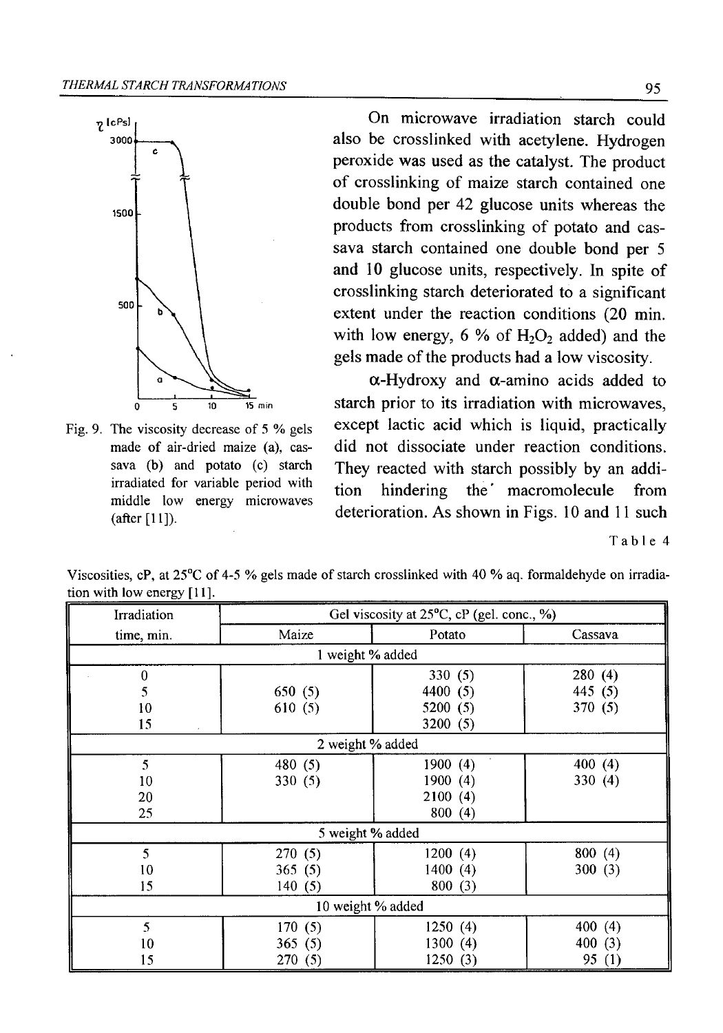Fig. 9. The viscosity decrease of 5 % gels made of air-dried maize (a), cassava (b) and potato (c) starch irradiated for variable period with middle low energy microwaves (after [11]).

On microwave irradiation starch could also be crosslinked with acetylene. Hydrogen peroxide was used as the catalyst. The product of crosslinking of maize starch contained one double bond per 42 glucose units whereas the products from crosslinking of potato and cassava starch contained one double bond per 5 and 10 glucose units, respectively. In spite of crosslinking starch deteriorated to a significant extent under the reaction conditions (20 min. with low energy, 6 % of $H_2O_2$ added) and the gels made of the products had a low viscosity.

α-Hydroxy and α-amino acids added to starch prior to its irradiation with microwaves, except lactic acid which is liquid, practically did not dissociate under reaction conditions. They reacted with starch possibly by an addition hindering the macromolecule from deterioration. As shown in Figs. 10 and 11 such

Table 4

Viscosities, cP, at 25°C of 4-5 % gels made of starch crosslinked with 40 % aq. formaldehyde on irradiation with low energy [11].

| Irradiation time, min. | Gel viscosity at 25°C, cP (gel. conc., %) | | |
|---|---|---|---|
| | Maize | Potato | Cassava |
| **1 weight % added** | | | |
| 0 | | 330 (5) | 280 (4) |
| 5 | 650 (5) | 4400 (5) | 445 (5) |
| 10 | 610 (5) | 5200 (5) | 370 (5) |
| 15 | | 3200 (5) | |
| **2 weight % added** | | | |
| 5 | 480 (5) | 1900 (4) | 400 (4) |
| 10 | 330 (5) | 1900 (4) | 330 (4) |
| 20 | | 2100 (4) | |
| 25 | | 800 (4) | |
| **5 weight % added** | | | |
| 5 | 270 (5) | 1200 (4) | 800 (4) |
| 10 | 365 (5) | 1400 (4) | 300 (3) |
| 15 | 140 (5) | 800 (3) | |
| **10 weight % added** | | | |
| 5 | 170 (5) | 1250 (4) | 400 (4) |
| 10 | 365 (5) | 1300 (4) | 400 (3) |
| 15 | 270 (5) | 1250 (3) | 95 (1) |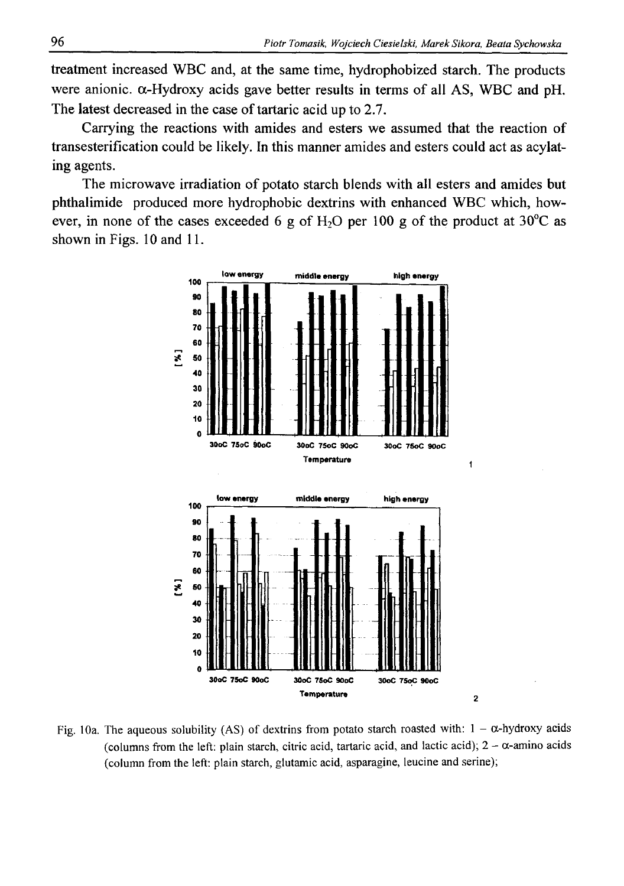treatment increased WBC and, at the same time, hydrophobized starch. The products were anionic. α-Hydroxy acids gave better results in terms of all AS, WBC and pH. The latest decreased in the case of tartaric acid up to 2.7.

Carrying the reactions with amides and esters we assumed that the reaction of transesterification could be likely. In this manner amides and esters could act as acylating agents.

The microwave irradiation of potato starch blends with all esters and amides but phthalimide produced more hydrophobic dextrins with enhanced WBC which, however, in none of the cases exceeded 6 g of $H_2O$ per 100 g of the product at 30°C as shown in Figs. 10 and 11.

Fig. 10a. The aqueous solubility (AS) of dextrins from potato starch roasted with: 1 – α-hydroxy acids (columns from the left: plain starch, citric acid, tartaric acid, and lactic acid); 2 – α-amino acids (column from the left: plain starch, glutamic acid, asparagine, leucine and serine);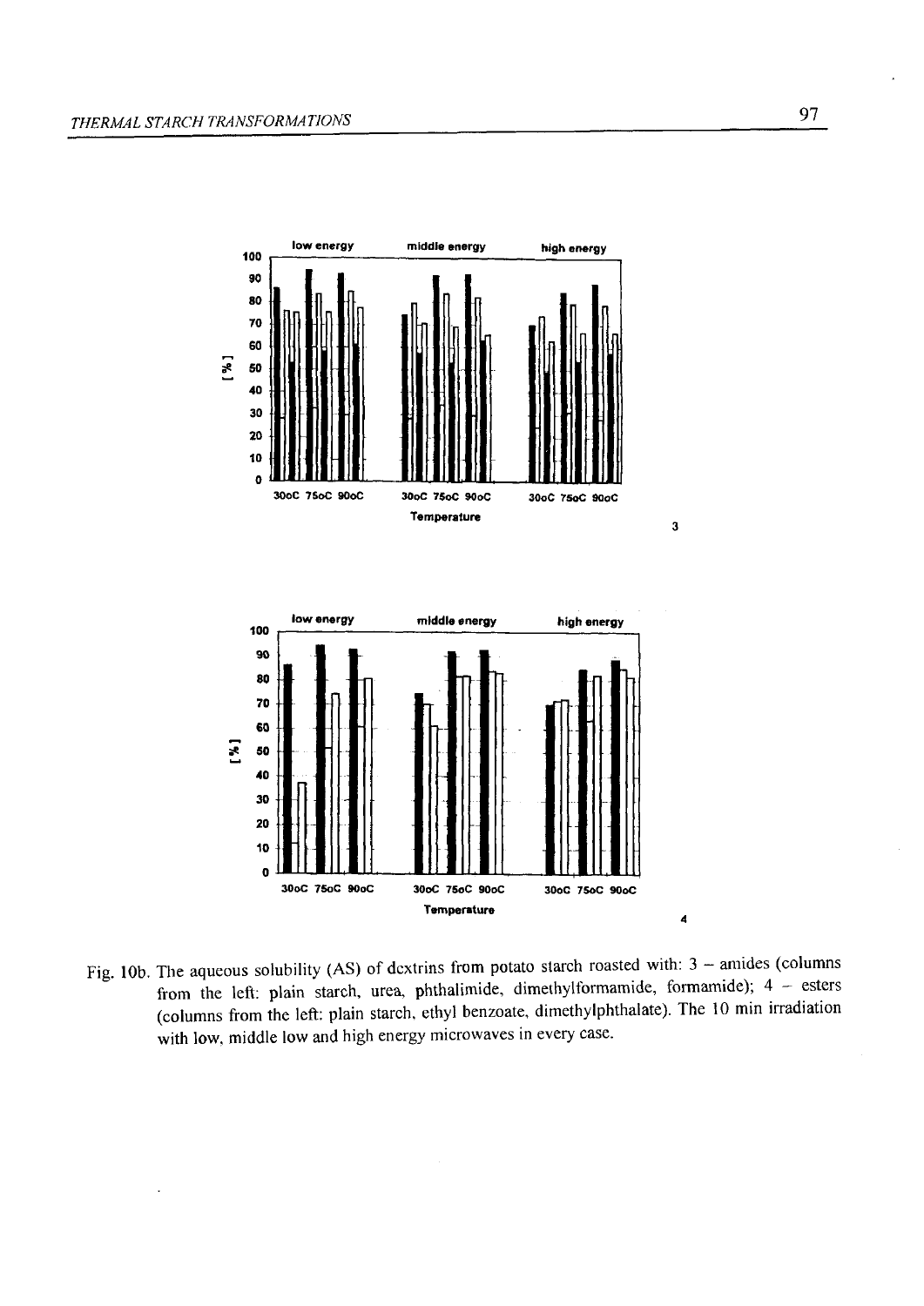Fig. 10b. The aqueous solubility (AS) of dextrins from potato starch roasted with: 3 – amides (columns from the left: plain starch, urea, phthalimide, dimethylformamide, formamide); 4 – esters (columns from the left: plain starch, ethyl benzoate, dimethylphthalate). The 10 min irradiation with low, middle low and high energy microwaves in every case.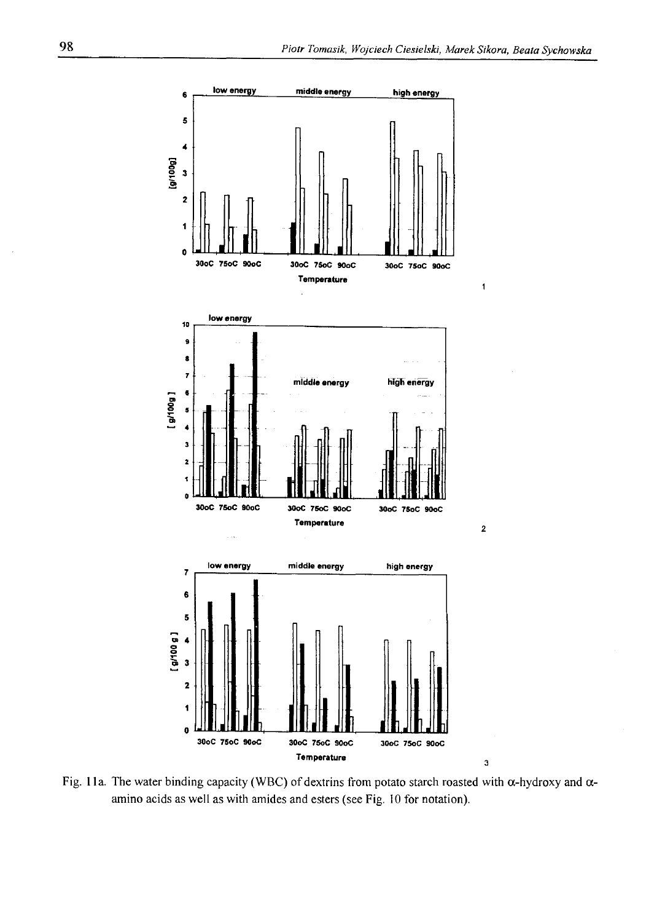Fig. 11a. The water binding capacity (WBC) of dextrins from potato starch roasted with α-hydroxy and α-amino acids as well as with amides and esters (see Fig. 10 for notation).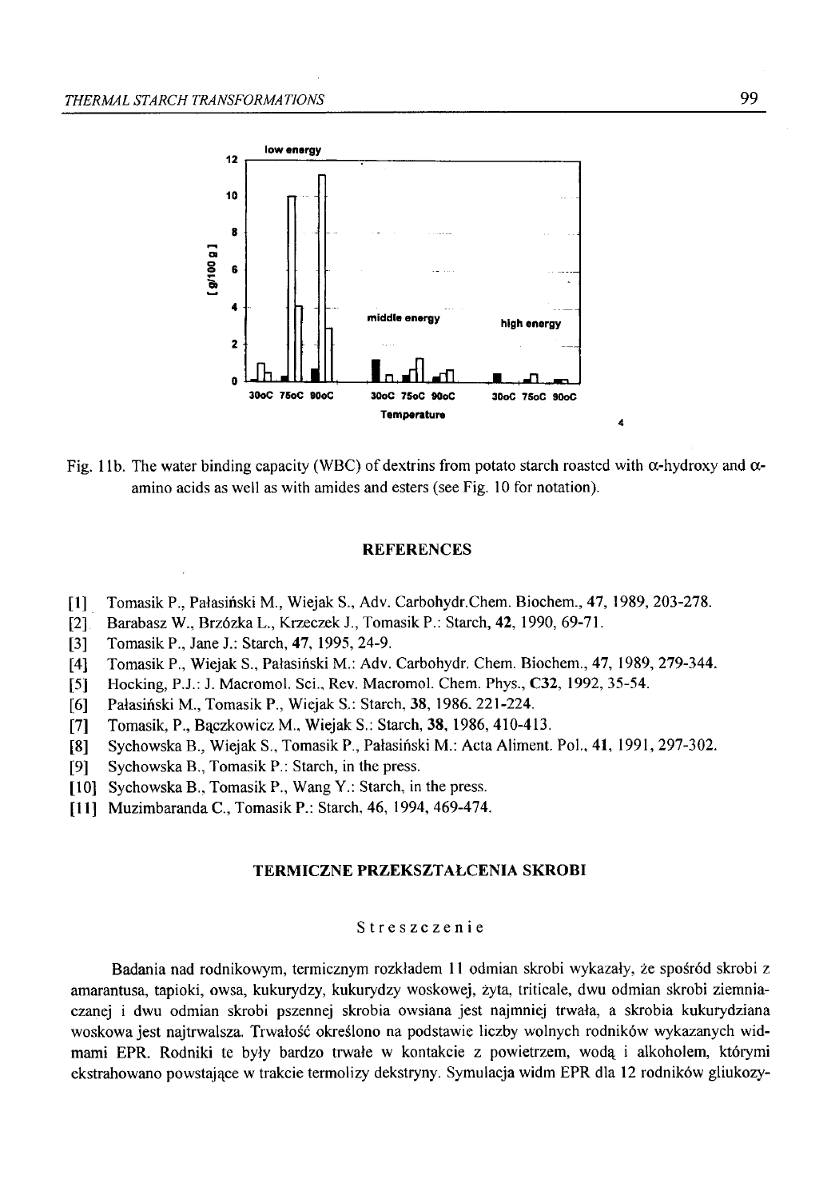Fig. 11b. The water binding capacity (WBC) of dextrins from potato starch roasted with α-hydroxy and α-amino acids as well as with amides and esters (see Fig. 10 for notation).

## REFERENCES

[1] Tomasik P., Pałasiński M., Wiejak S., Adv. Carbohydr.Chem. Biochem., 47, 1989, 203-278.

[2] Barabasz W., Brzózka L., Krzeczek J., Tomasik P.: Starch, 42, 1990, 69-71.

[3] Tomasik P., Jane J.: Starch, 47, 1995, 24-9.

[4] Tomasik P., Wiejak S., Pałasiński M.: Adv. Carbohydr. Chem. Biochem., 47, 1989, 279-344.

[5] Hocking, P.J.: J. Macromol. Sci., Rev. Macromol. Chem. Phys., C32, 1992, 35-54.

[6] Pałasiński M., Tomasik P., Wiejak S.: Starch, 38, 1986. 221-224.

[7] Tomasik, P., Bączkowicz M., Wiejak S.: Starch, 38, 1986, 410-413.

[8] Sychowska B., Wiejak S., Tomasik P., Pałasiński M.: Acta Aliment. Pol., 41, 1991, 297-302.

[9] Sychowska B., Tomasik P.: Starch, in the press.

[10] Sychowska B., Tomasik P., Wang Y.: Starch, in the press.

[11] Muzimbaranda C., Tomasik P.: Starch, 46, 1994, 469-474.

## TERMICZNE PRZEKSZTAŁCENIA SKROBI

### Streszczenie

Badania nad rodnikowym, termicznym rozkładem 11 odmian skrobi wykazały, że spośród skrobi z amarantusa, tapioki, owsa, kukurydzy, kukurydzy woskowej, żyta, triticale, dwu odmian skrobi ziemniaczanej i dwu odmian skrobi pszennej skrobia owsiana jest najmniej trwała, a skrobia kukurydziana woskowa jest najtrwalsza. Trwałość określono na podstawie liczby wolnych rodników wykazanych widmami EPR. Rodniki te były bardzo trwałe w kontakcie z powietrzem, wodą i alkoholem, którymi ekstrahowano powstające w trakcie termolizy dekstryny. Symulacja widm EPR dla 12 rodników gliukozy-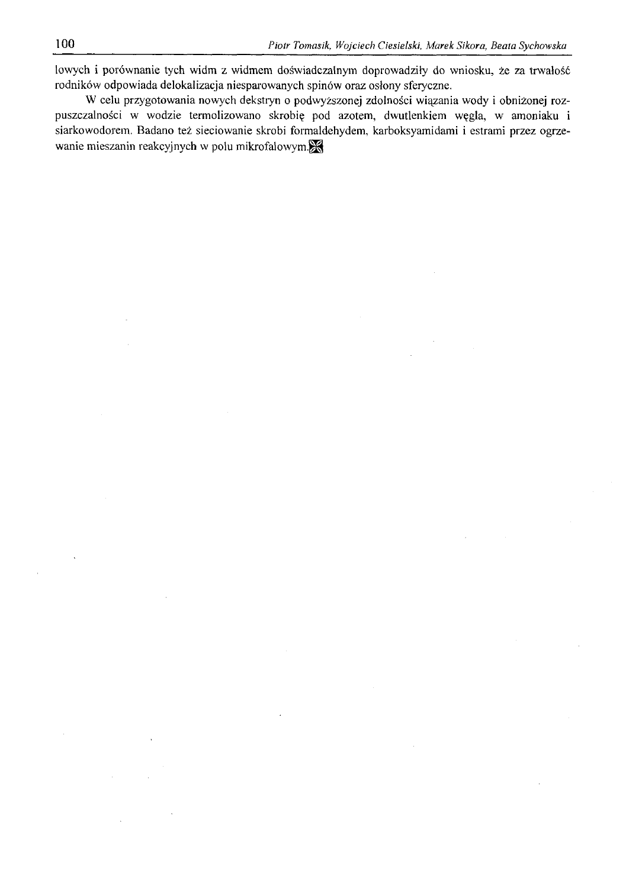lowych i porównanie tych widm z widmem doświadczalnym doprowadziły do wniosku, że za trwałość rodników odpowiada delokalizacja niesparowanych spinów oraz osłony sferyczne.

W celu przygotowania nowych dekstryn o podwyższonej zdolności wiązania wody i obniżonej rozpuszczalności w wodzie termolizowano skrobię pod azotem, dwutlenkiem węgla, w amoniaku i siarkowodorem. Badano też sieciowanie skrobi formaldehydem, karboksyamidami i estrami przez ogrzewanie mieszanin reakcyjnych w polu mikrofalowym.